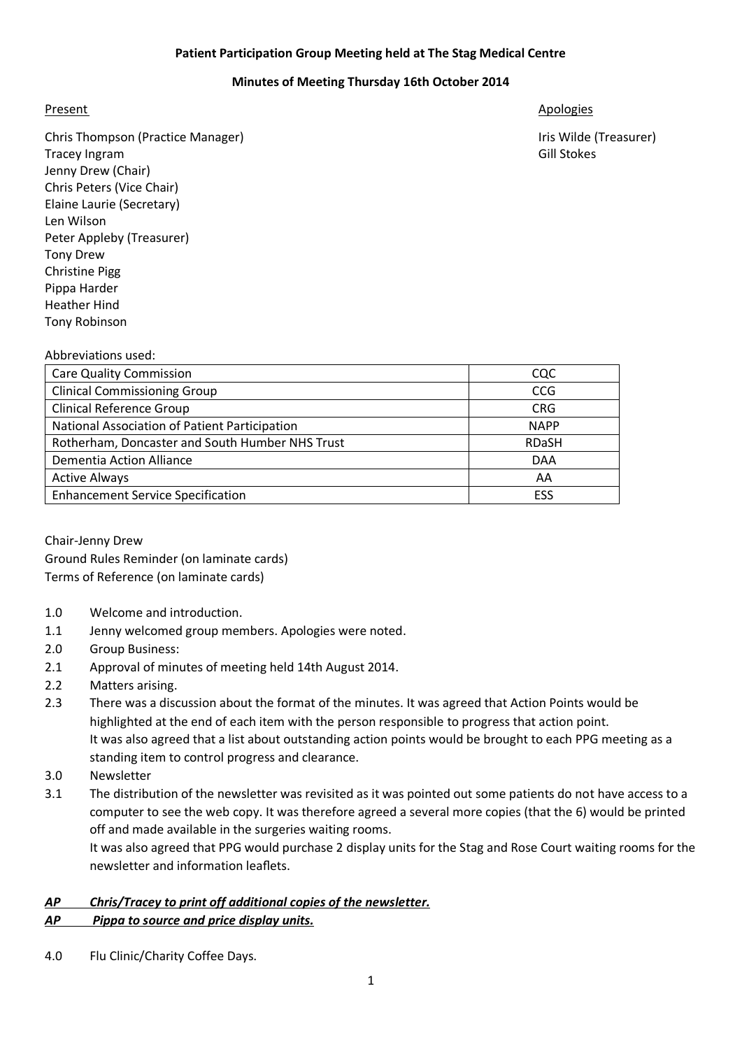**Patient Participation Group Meeting held at The Stag Medical Centre**

**Minutes of Meeting Thursday 16th October 2014**

Present

Chris Thompson (Practice Manager)
Tracey Ingram
Jenny Drew (Chair)
Chris Peters (Vice Chair)
Elaine Laurie (Secretary)
Len Wilson
Peter Appleby (Treasurer)
Tony Drew
Christine Pigg
Pippa Harder
Heather Hind
Tony Robinson

Apologies

Iris Wilde (Treasurer)
Gill Stokes

Abbreviations used:

| | |
|---|---|
| Care Quality Commission | CQC |
| Clinical Commissioning Group | CCG |
| Clinical Reference Group | CRG |
| National Association of Patient Participation | NAPP |
| Rotherham, Doncaster and South Humber NHS Trust | RDaSH |
| Dementia Action Alliance | DAA |
| Active Always | AA |
| Enhancement Service Specification | ESS |

Chair-Jenny Drew
Ground Rules Reminder (on laminate cards)
Terms of Reference (on laminate cards)

1.0 Welcome and introduction.

1.1 Jenny welcomed group members. Apologies were noted.

2.0 Group Business:

2.1 Approval of minutes of meeting held 14th August 2014.

2.2 Matters arising.

2.3 There was a discussion about the format of the minutes. It was agreed that Action Points would be highlighted at the end of each item with the person responsible to progress that action point.
It was also agreed that a list about outstanding action points would be brought to each PPG meeting as a standing item to control progress and clearance.

3.0 Newsletter

3.1 The distribution of the newsletter was revisited as it was pointed out some patients do not have access to a computer to see the web copy. It was therefore agreed a several more copies (that the 6) would be printed off and made available in the surgeries waiting rooms.
It was also agreed that PPG would purchase 2 display units for the Stag and Rose Court waiting rooms for the newsletter and information leaflets.

***AP Chris/Tracey to print off additional copies of the newsletter.***
***AP Pippa to source and price display units.***

4.0 Flu Clinic/Charity Coffee Days.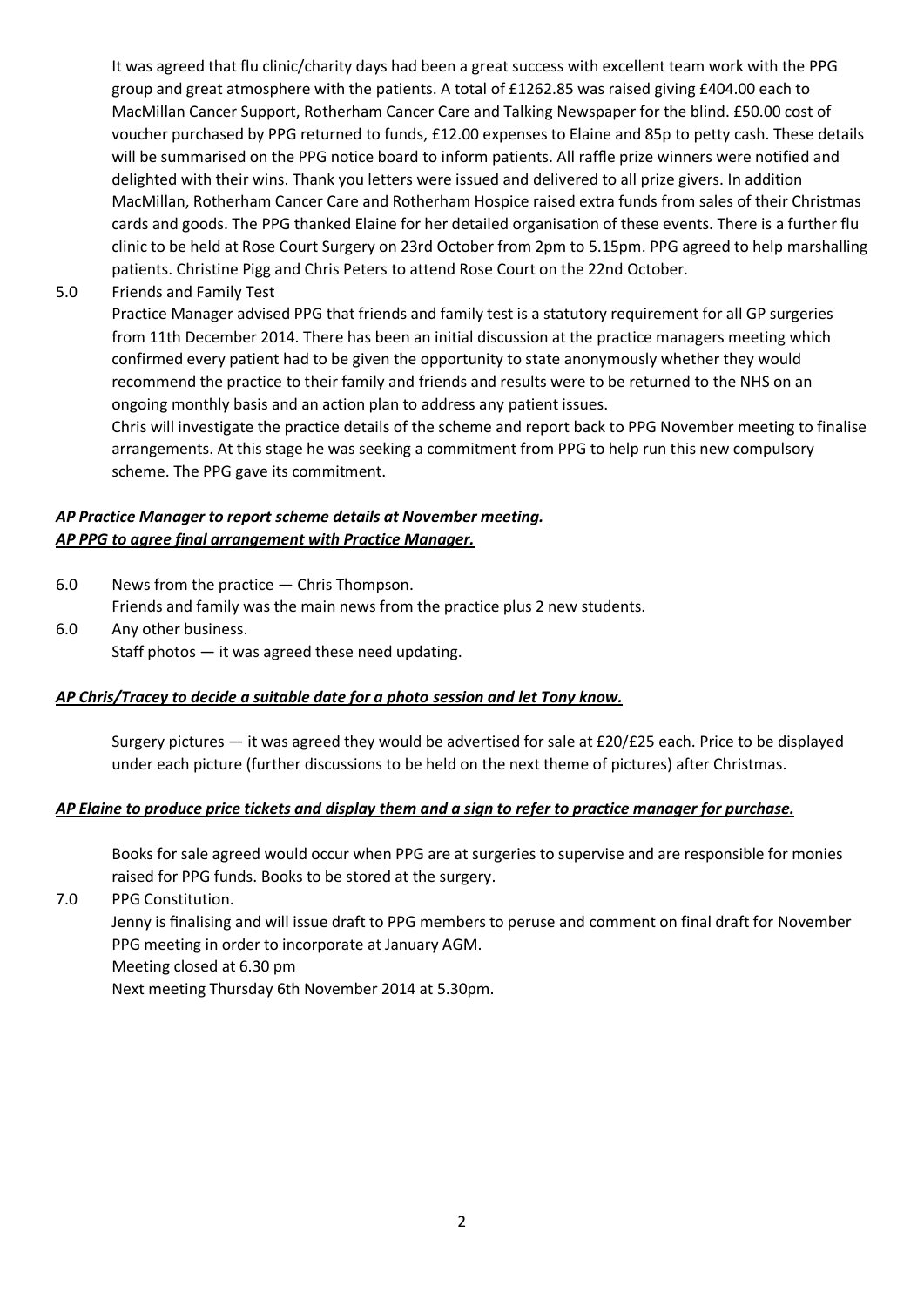It was agreed that flu clinic/charity days had been a great success with excellent team work with the PPG group and great atmosphere with the patients. A total of £1262.85 was raised giving £404.00 each to MacMillan Cancer Support, Rotherham Cancer Care and Talking Newspaper for the blind. £50.00 cost of voucher purchased by PPG returned to funds, £12.00 expenses to Elaine and 85p to petty cash. These details will be summarised on the PPG notice board to inform patients. All raffle prize winners were notified and delighted with their wins. Thank you letters were issued and delivered to all prize givers. In addition MacMillan, Rotherham Cancer Care and Rotherham Hospice raised extra funds from sales of their Christmas cards and goods. The PPG thanked Elaine for her detailed organisation of these events. There is a further flu clinic to be held at Rose Court Surgery on 23rd October from 2pm to 5.15pm. PPG agreed to help marshalling patients. Christine Pigg and Chris Peters to attend Rose Court on the 22nd October.

5.0 Friends and Family Test

Practice Manager advised PPG that friends and family test is a statutory requirement for all GP surgeries from 11th December 2014. There has been an initial discussion at the practice managers meeting which confirmed every patient had to be given the opportunity to state anonymously whether they would recommend the practice to their family and friends and results were to be returned to the NHS on an ongoing monthly basis and an action plan to address any patient issues.

Chris will investigate the practice details of the scheme and report back to PPG November meeting to finalise arrangements. At this stage he was seeking a commitment from PPG to help run this new compulsory scheme. The PPG gave its commitment.

***AP Practice Manager to report scheme details at November meeting.***
***AP PPG to agree final arrangement with Practice Manager.***

6.0 News from the practice — Chris Thompson.

Friends and family was the main news from the practice plus 2 new students.

6.0 Any other business.

Staff photos — it was agreed these need updating.

***AP Chris/Tracey to decide a suitable date for a photo session and let Tony know.***

Surgery pictures — it was agreed they would be advertised for sale at £20/£25 each. Price to be displayed under each picture (further discussions to be held on the next theme of pictures) after Christmas.

***AP Elaine to produce price tickets and display them and a sign to refer to practice manager for purchase.***

Books for sale agreed would occur when PPG are at surgeries to supervise and are responsible for monies raised for PPG funds. Books to be stored at the surgery.

7.0 PPG Constitution.

Jenny is finalising and will issue draft to PPG members to peruse and comment on final draft for November PPG meeting in order to incorporate at January AGM.

Meeting closed at 6.30 pm

Next meeting Thursday 6th November 2014 at 5.30pm.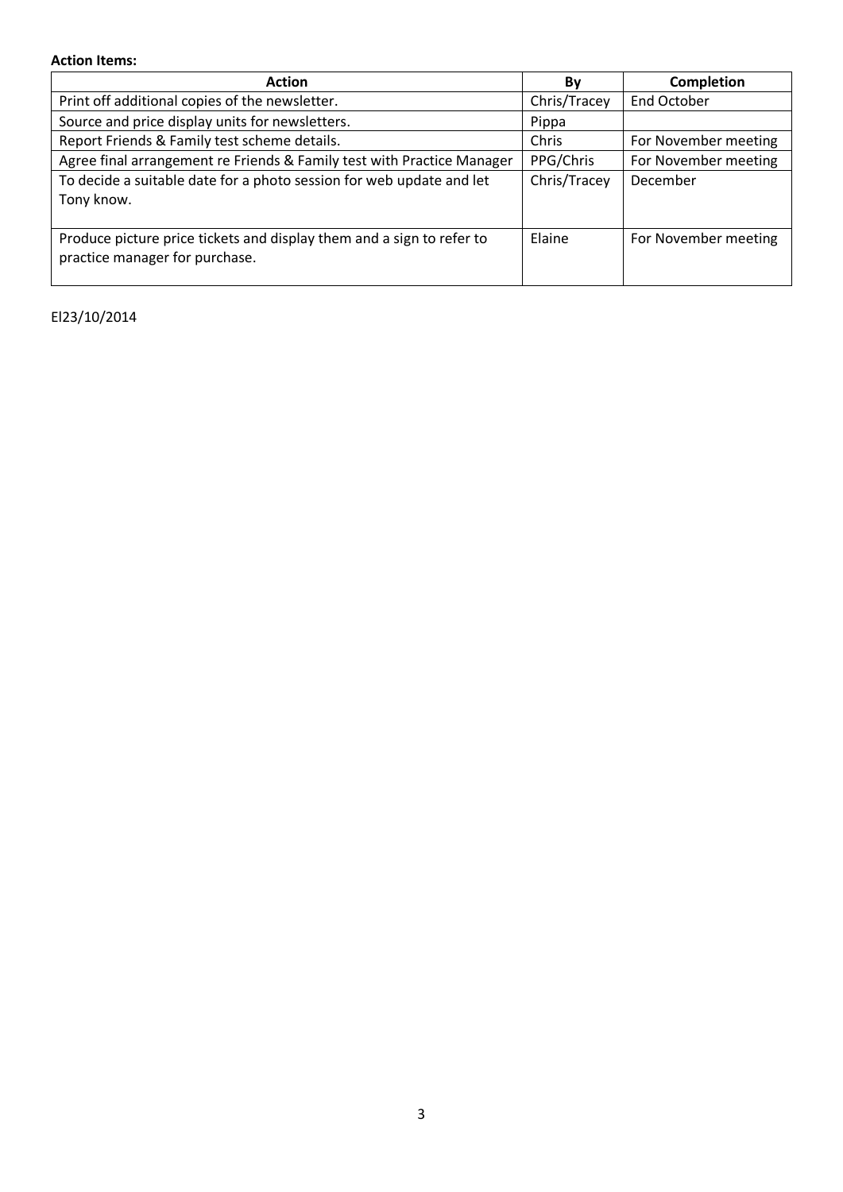**Action Items:**

| Action | By | Completion |
|---|---|---|
| Print off additional copies of the newsletter. | Chris/Tracey | End October |
| Source and price display units for newsletters. | Pippa | |
| Report Friends & Family test scheme details. | Chris | For November meeting |
| Agree final arrangement re Friends & Family test with Practice Manager | PPG/Chris | For November meeting |
| To decide a suitable date for a photo session for web update and let Tony know. | Chris/Tracey | December |
| Produce picture price tickets and display them and a sign to refer to practice manager for purchase. | Elaine | For November meeting |

El23/10/2014